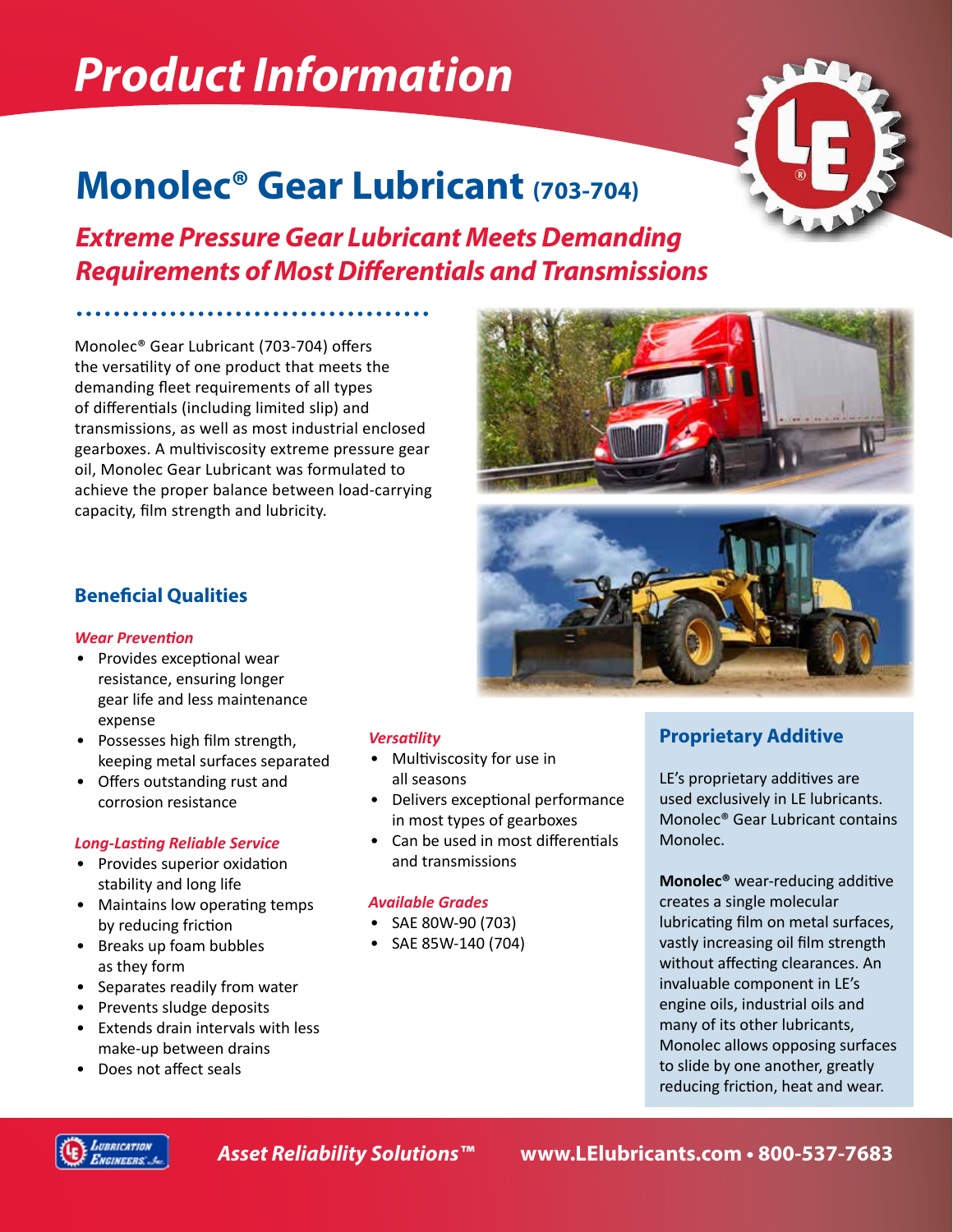# Product Information

## Monolec® Gear Lubricant (703-704)

### *Extreme Pressure Gear Lubricant Meets Demanding Requirements of Most Differentials and Transmissions*

Monolec® Gear Lubricant (703-704) offers the versatility of one product that meets the demanding fleet requirements of all types of differentials (including limited slip) and transmissions, as well as most industrial enclosed gearboxes. A multiviscosity extreme pressure gear oil, Monolec Gear Lubricant was formulated to achieve the proper balance between load-carrying capacity, film strength and lubricity.

### Beneficial Qualities

*Wear Prevention*

- Provides exceptional wear resistance, ensuring longer gear life and less maintenance expense
- Possesses high film strength, keeping metal surfaces separated
- Offers outstanding rust and corrosion resistance

*Long-Lasting Reliable Service*

- Provides superior oxidation stability and long life
- Maintains low operating temps by reducing friction
- Breaks up foam bubbles as they form
- Separates readily from water
- Prevents sludge deposits
- Extends drain intervals with less make-up between drains
- Does not affect seals

*Versatility*

- Multiviscosity for use in all seasons
- Delivers exceptional performance in most types of gearboxes
- Can be used in most differentials and transmissions

*Available Grades*

- SAE 80W-90 (703)
- SAE 85W-140 (704)

### Proprietary Additive

LE's proprietary additives are used exclusively in LE lubricants. Monolec® Gear Lubricant contains Monolec.

**Monolec®** wear-reducing additive creates a single molecular lubricating film on metal surfaces, vastly increasing oil film strength without affecting clearances. An invaluable component in LE's engine oils, industrial oils and many of its other lubricants, Monolec allows opposing surfaces to slide by one another, greatly reducing friction, heat and wear.

*Asset Reliability Solutions™* **www.LElubricants.com • 800-537-7683**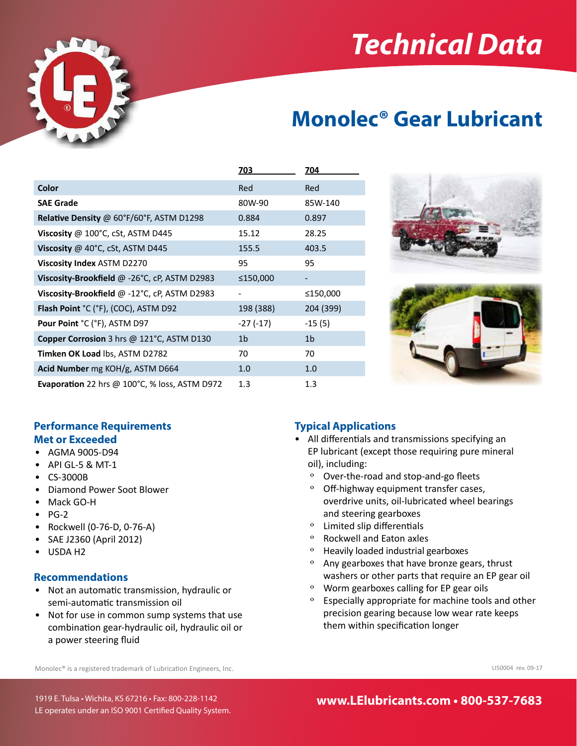# Technical Data

# Monolec® Gear Lubricant

| | 703 | 704 |
|---|---|---|
| **Color** | Red | Red |
| **SAE Grade** | 80W-90 | 85W-140 |
| **Relative Density** @ 60°F/60°F, ASTM D1298 | 0.884 | 0.897 |
| **Viscosity** @ 100°C, cSt, ASTM D445 | 15.12 | 28.25 |
| **Viscosity** @ 40°C, cSt, ASTM D445 | 155.5 | 403.5 |
| **Viscosity Index** ASTM D2270 | 95 | 95 |
| **Viscosity-Brookfield** @ -26°C, cP, ASTM D2983 | ≤150,000 | - |
| **Viscosity-Brookfield** @ -12°C, cP, ASTM D2983 | - | ≤150,000 |
| **Flash Point** °C (°F), (COC), ASTM D92 | 198 (388) | 204 (399) |
| **Pour Point** °C (°F), ASTM D97 | -27 (-17) | -15 (5) |
| **Copper Corrosion** 3 hrs @ 121°C, ASTM D130 | 1b | 1b |
| **Timken OK Load** lbs, ASTM D2782 | 70 | 70 |
| **Acid Number** mg KOH/g, ASTM D664 | 1.0 | 1.0 |
| **Evaporation** 22 hrs @ 100°C, % loss, ASTM D972 | 1.3 | 1.3 |

## Performance Requirements Met or Exceeded

- AGMA 9005-D94
- API GL-5 & MT-1
- CS-3000B
- Diamond Power Soot Blower
- Mack GO-H
- PG-2
- Rockwell (0-76-D, 0-76-A)
- SAE J2360 (April 2012)
- USDA H2

## Recommendations

- Not an automatic transmission, hydraulic or semi-automatic transmission oil
- Not for use in common sump systems that use combination gear-hydraulic oil, hydraulic oil or a power steering fluid

## Typical Applications

- All differentials and transmissions specifying an EP lubricant (except those requiring pure mineral oil), including:
  - Over-the-road and stop-and-go fleets
  - Off-highway equipment transfer cases, overdrive units, oil-lubricated wheel bearings and steering gearboxes
  - Limited slip differentials
  - Rockwell and Eaton axles
  - Heavily loaded industrial gearboxes
  - Any gearboxes that have bronze gears, thrust washers or other parts that require an EP gear oil
  - Worm gearboxes calling for EP gear oils
  - Especially appropriate for machine tools and other precision gearing because low wear rate keeps them within specification longer

Monolec® is a registered trademark of Lubrication Engineers, Inc.

LI50004 rev. 09-17

1919 E. Tulsa • Wichita, KS 67216 • Fax: 800-228-1142
LE operates under an ISO 9001 Certified Quality System.

**www.LElubricants.com • 800-537-7683**